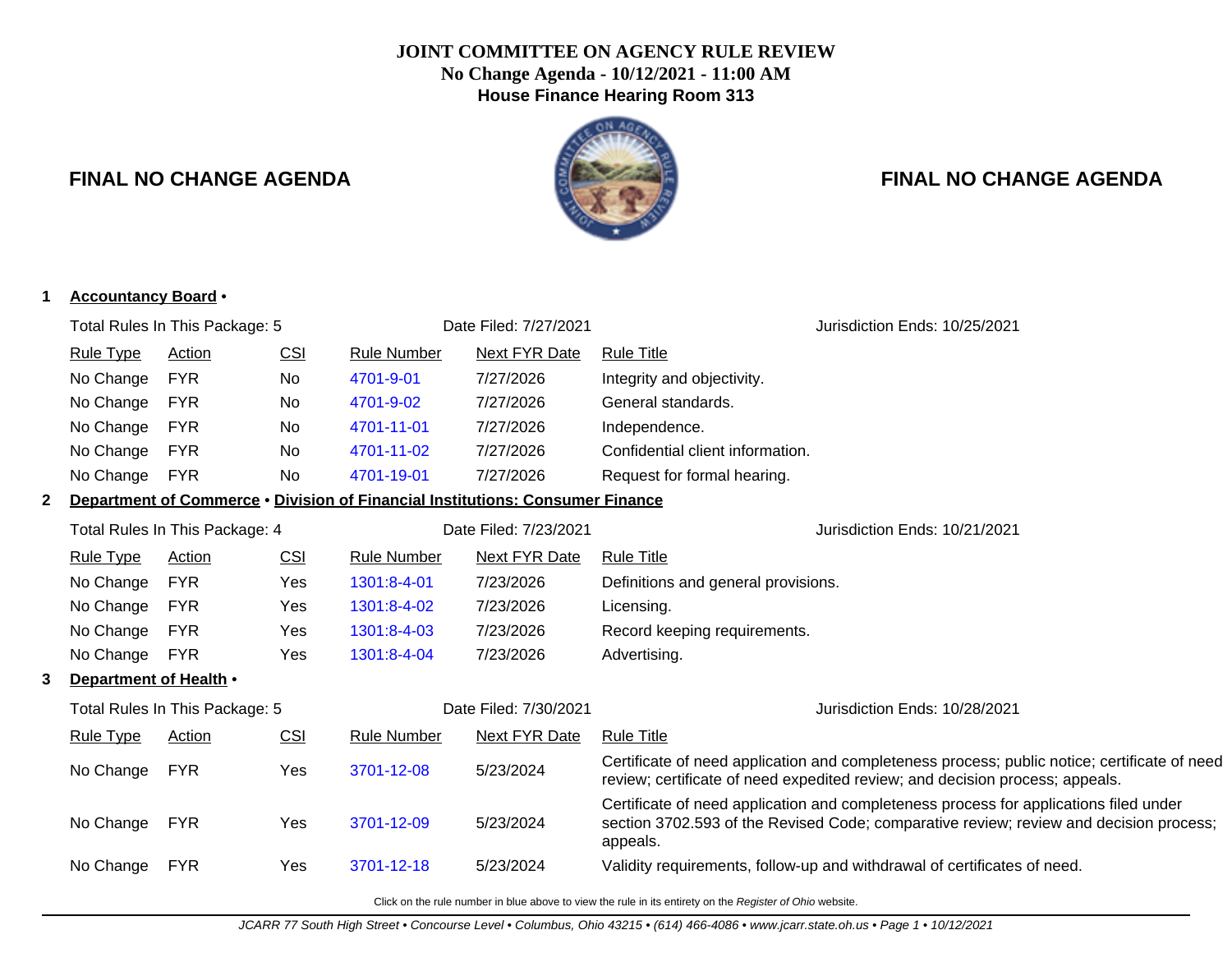# JOINT COMMITTEE ON AGENCY RULE REVIEW

**No Change Agenda - 10/12/2021 - 11:00 AM**

**House Finance Hearing Room 313**

## FINAL NO CHANGE AGENDA

**1 Accountancy Board •**

Total Rules In This Package: 5 | Date Filed: 7/27/2021 | Jurisdiction Ends: 10/25/2021

| Rule Type | Action | CSI | Rule Number | Next FYR Date | Rule Title |
|---|---|---|---|---|---|
| No Change | FYR | No | 4701-9-01 | 7/27/2026 | Integrity and objectivity. |
| No Change | FYR | No | 4701-9-02 | 7/27/2026 | General standards. |
| No Change | FYR | No | 4701-11-01 | 7/27/2026 | Independence. |
| No Change | FYR | No | 4701-11-02 | 7/27/2026 | Confidential client information. |
| No Change | FYR | No | 4701-19-01 | 7/27/2026 | Request for formal hearing. |

**2 Department of Commerce • Division of Financial Institutions: Consumer Finance**

Total Rules In This Package: 4 | Date Filed: 7/23/2021 | Jurisdiction Ends: 10/21/2021

| Rule Type | Action | CSI | Rule Number | Next FYR Date | Rule Title |
|---|---|---|---|---|---|
| No Change | FYR | Yes | 1301:8-4-01 | 7/23/2026 | Definitions and general provisions. |
| No Change | FYR | Yes | 1301:8-4-02 | 7/23/2026 | Licensing. |
| No Change | FYR | Yes | 1301:8-4-03 | 7/23/2026 | Record keeping requirements. |
| No Change | FYR | Yes | 1301:8-4-04 | 7/23/2026 | Advertising. |

**3 Department of Health •**

Total Rules In This Package: 5 | Date Filed: 7/30/2021 | Jurisdiction Ends: 10/28/2021

| Rule Type | Action | CSI | Rule Number | Next FYR Date | Rule Title |
|---|---|---|---|---|---|
| No Change | FYR | Yes | 3701-12-08 | 5/23/2024 | Certificate of need application and completeness process; public notice; certificate of need review; certificate of need expedited review; and decision process; appeals. |
| No Change | FYR | Yes | 3701-12-09 | 5/23/2024 | Certificate of need application and completeness process for applications filed under section 3702.593 of the Revised Code; comparative review; review and decision process; appeals. |
| No Change | FYR | Yes | 3701-12-18 | 5/23/2024 | Validity requirements, follow-up and withdrawal of certificates of need. |

Click on the rule number in blue above to view the rule in its entirety on the *Register of Ohio* website.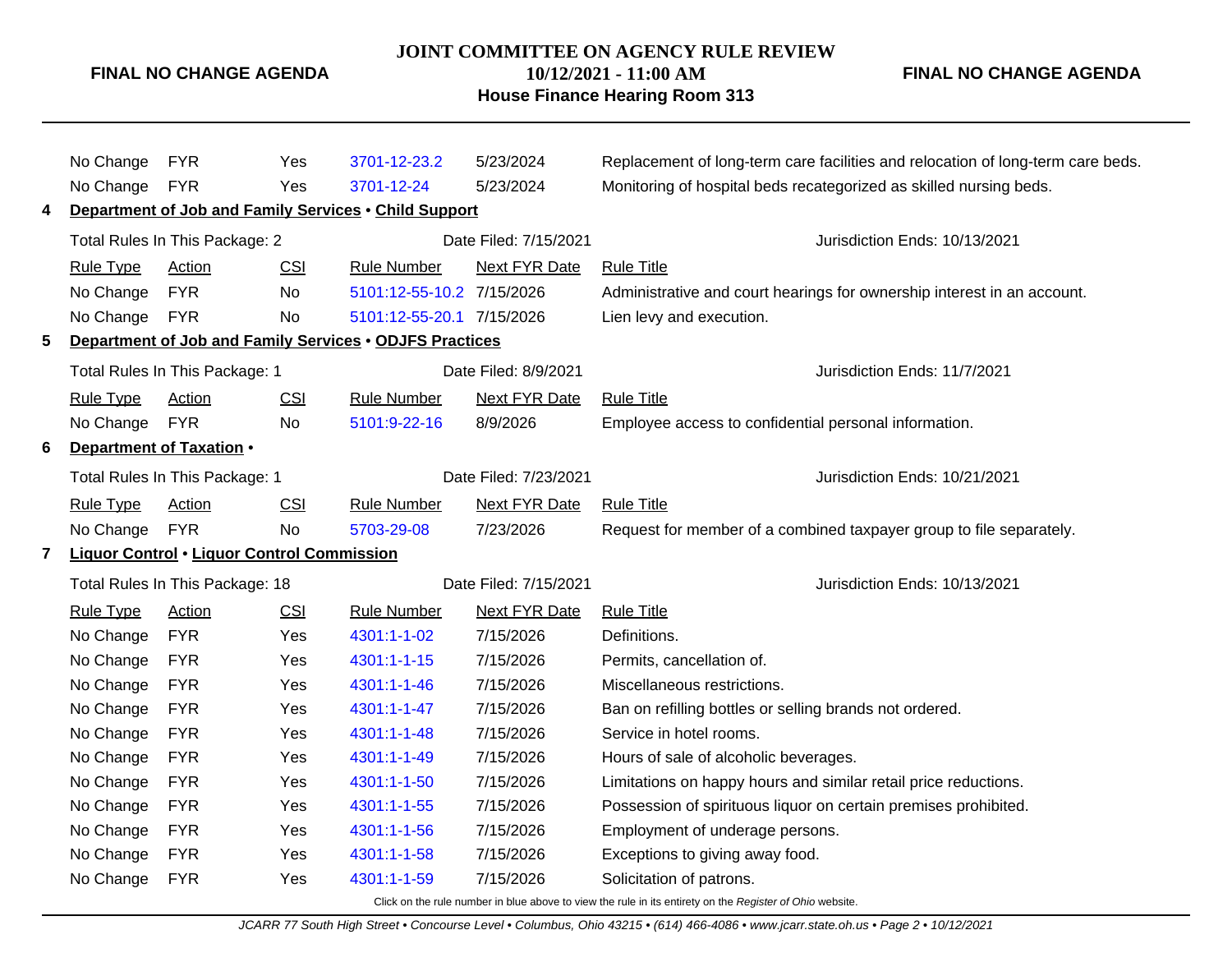| Rule Type | Action | CSI | Rule Number | Next FYR Date | Rule Title |
|---|---|---|---|---|---|
| No Change | FYR | Yes | 3701-12-23.2 | 5/23/2024 | Replacement of long-term care facilities and relocation of long-term care beds. |
| No Change | FYR | Yes | 3701-12-24 | 5/23/2024 | Monitoring of hospital beds recategorized as skilled nursing beds. |

**4 Department of Job and Family Services • Child Support**

Total Rules In This Package: 2 | Date Filed: 7/15/2021 | Jurisdiction Ends: 10/13/2021

| Rule Type | Action | CSI | Rule Number | Next FYR Date | Rule Title |
|---|---|---|---|---|---|
| No Change | FYR | No | 5101:12-55-10.2 | 7/15/2026 | Administrative and court hearings for ownership interest in an account. |
| No Change | FYR | No | 5101:12-55-20.1 | 7/15/2026 | Lien levy and execution. |

**5 Department of Job and Family Services • ODJFS Practices**

Total Rules In This Package: 1 | Date Filed: 8/9/2021 | Jurisdiction Ends: 11/7/2021

| Rule Type | Action | CSI | Rule Number | Next FYR Date | Rule Title |
|---|---|---|---|---|---|
| No Change | FYR | No | 5101:9-22-16 | 8/9/2026 | Employee access to confidential personal information. |

**6 Department of Taxation •**

Total Rules In This Package: 1 | Date Filed: 7/23/2021 | Jurisdiction Ends: 10/21/2021

| Rule Type | Action | CSI | Rule Number | Next FYR Date | Rule Title |
|---|---|---|---|---|---|
| No Change | FYR | No | 5703-29-08 | 7/23/2026 | Request for member of a combined taxpayer group to file separately. |

**7 Liquor Control • Liquor Control Commission**

Total Rules In This Package: 18 | Date Filed: 7/15/2021 | Jurisdiction Ends: 10/13/2021

| Rule Type | Action | CSI | Rule Number | Next FYR Date | Rule Title |
|---|---|---|---|---|---|
| No Change | FYR | Yes | 4301:1-1-02 | 7/15/2026 | Definitions. |
| No Change | FYR | Yes | 4301:1-1-15 | 7/15/2026 | Permits, cancellation of. |
| No Change | FYR | Yes | 4301:1-1-46 | 7/15/2026 | Miscellaneous restrictions. |
| No Change | FYR | Yes | 4301:1-1-47 | 7/15/2026 | Ban on refilling bottles or selling brands not ordered. |
| No Change | FYR | Yes | 4301:1-1-48 | 7/15/2026 | Service in hotel rooms. |
| No Change | FYR | Yes | 4301:1-1-49 | 7/15/2026 | Hours of sale of alcoholic beverages. |
| No Change | FYR | Yes | 4301:1-1-50 | 7/15/2026 | Limitations on happy hours and similar retail price reductions. |
| No Change | FYR | Yes | 4301:1-1-55 | 7/15/2026 | Possession of spirituous liquor on certain premises prohibited. |
| No Change | FYR | Yes | 4301:1-1-56 | 7/15/2026 | Employment of underage persons. |
| No Change | FYR | Yes | 4301:1-1-58 | 7/15/2026 | Exceptions to giving away food. |
| No Change | FYR | Yes | 4301:1-1-59 | 7/15/2026 | Solicitation of patrons. |

Click on the rule number in blue above to view the rule in its entirety on the *Register of Ohio* website.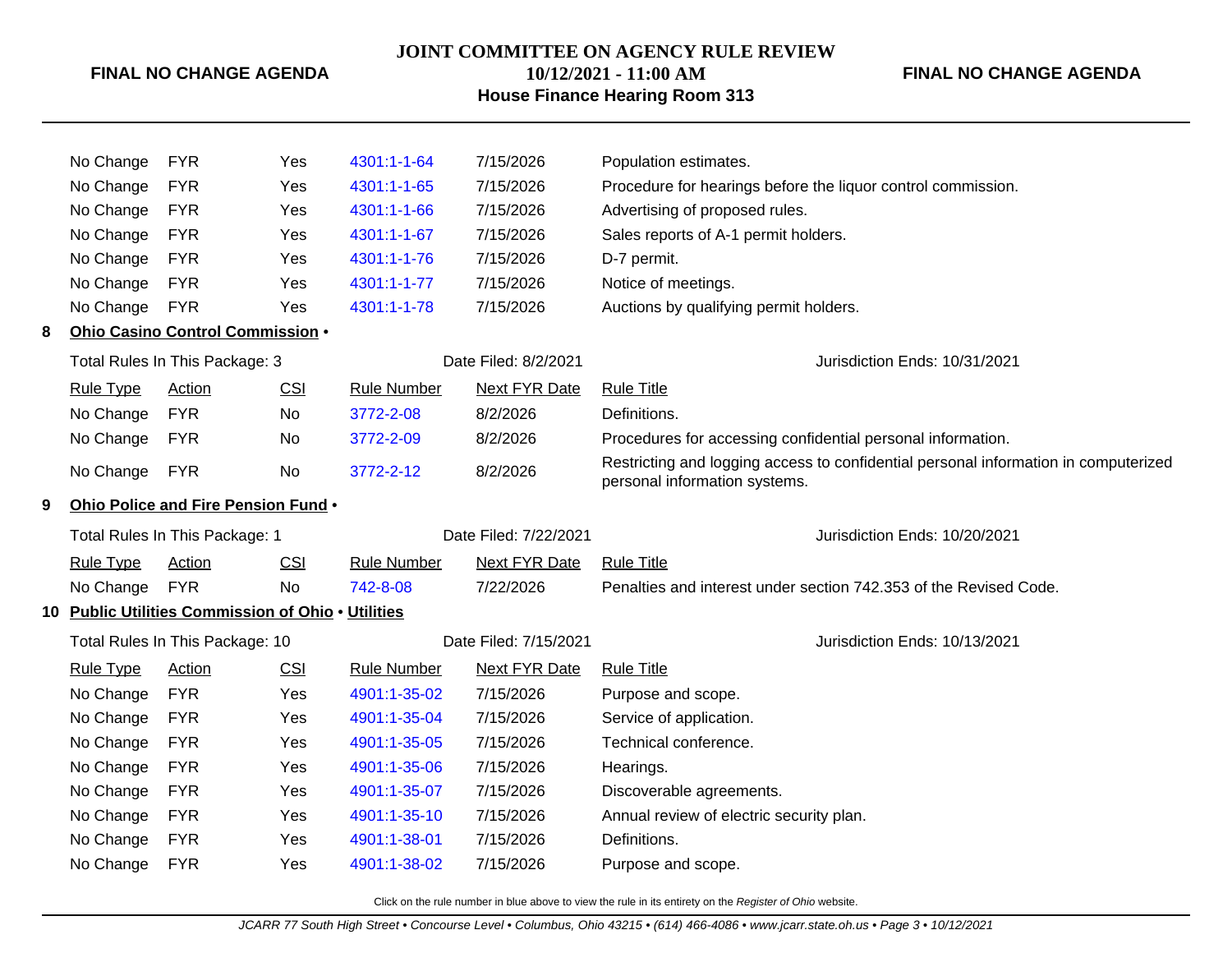| Rule Type | Action | CSI | Rule Number | Next FYR Date | Rule Title |
|---|---|---|---|---|---|
| No Change | FYR | Yes | 4301:1-1-64 | 7/15/2026 | Population estimates. |
| No Change | FYR | Yes | 4301:1-1-65 | 7/15/2026 | Procedure for hearings before the liquor control commission. |
| No Change | FYR | Yes | 4301:1-1-66 | 7/15/2026 | Advertising of proposed rules. |
| No Change | FYR | Yes | 4301:1-1-67 | 7/15/2026 | Sales reports of A-1 permit holders. |
| No Change | FYR | Yes | 4301:1-1-76 | 7/15/2026 | D-7 permit. |
| No Change | FYR | Yes | 4301:1-1-77 | 7/15/2026 | Notice of meetings. |
| No Change | FYR | Yes | 4301:1-1-78 | 7/15/2026 | Auctions by qualifying permit holders. |

**8 Ohio Casino Control Commission •**

Total Rules In This Package: 3 — Date Filed: 8/2/2021 — Jurisdiction Ends: 10/31/2021

| Rule Type | Action | CSI | Rule Number | Next FYR Date | Rule Title |
|---|---|---|---|---|---|
| No Change | FYR | No | 3772-2-08 | 8/2/2026 | Definitions. |
| No Change | FYR | No | 3772-2-09 | 8/2/2026 | Procedures for accessing confidential personal information. |
| No Change | FYR | No | 3772-2-12 | 8/2/2026 | Restricting and logging access to confidential personal information in computerized personal information systems. |

**9 Ohio Police and Fire Pension Fund •**

Total Rules In This Package: 1 — Date Filed: 7/22/2021 — Jurisdiction Ends: 10/20/2021

| Rule Type | Action | CSI | Rule Number | Next FYR Date | Rule Title |
|---|---|---|---|---|---|
| No Change | FYR | No | 742-8-08 | 7/22/2026 | Penalties and interest under section 742.353 of the Revised Code. |

**10 Public Utilities Commission of Ohio • Utilities**

Total Rules In This Package: 10 — Date Filed: 7/15/2021 — Jurisdiction Ends: 10/13/2021

| Rule Type | Action | CSI | Rule Number | Next FYR Date | Rule Title |
|---|---|---|---|---|---|
| No Change | FYR | Yes | 4901:1-35-02 | 7/15/2026 | Purpose and scope. |
| No Change | FYR | Yes | 4901:1-35-04 | 7/15/2026 | Service of application. |
| No Change | FYR | Yes | 4901:1-35-05 | 7/15/2026 | Technical conference. |
| No Change | FYR | Yes | 4901:1-35-06 | 7/15/2026 | Hearings. |
| No Change | FYR | Yes | 4901:1-35-07 | 7/15/2026 | Discoverable agreements. |
| No Change | FYR | Yes | 4901:1-35-10 | 7/15/2026 | Annual review of electric security plan. |
| No Change | FYR | Yes | 4901:1-38-01 | 7/15/2026 | Definitions. |
| No Change | FYR | Yes | 4901:1-38-02 | 7/15/2026 | Purpose and scope. |

Click on the rule number in blue above to view the rule in its entirety on the *Register of Ohio* website.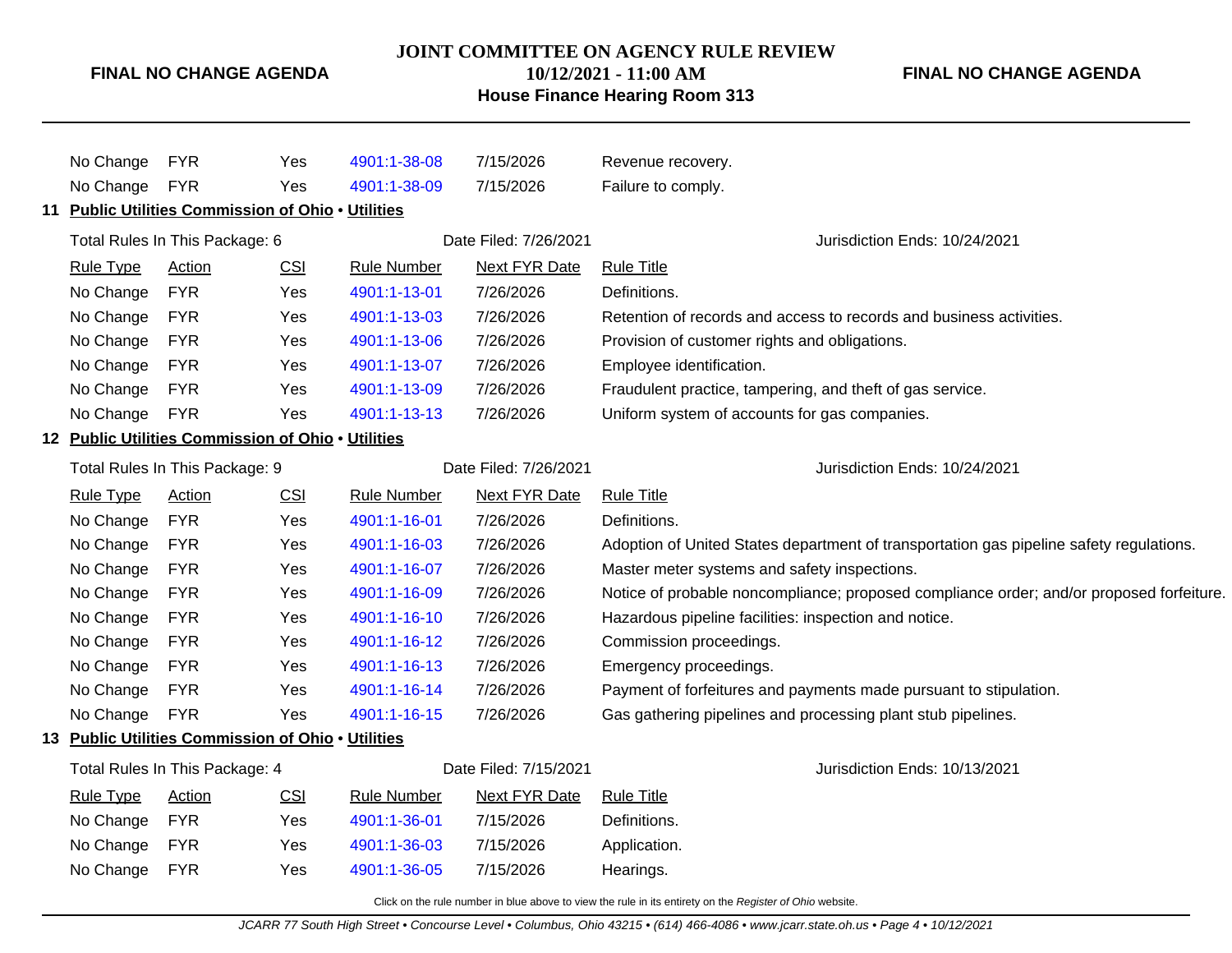| Rule Type | Action | CSI | Rule Number | Next FYR Date | Rule Title |
|---|---|---|---|---|---|
| No Change | FYR | Yes | 4901:1-38-08 | 7/15/2026 | Revenue recovery. |
| No Change | FYR | Yes | 4901:1-38-09 | 7/15/2026 | Failure to comply. |

**11 Public Utilities Commission of Ohio • Utilities**

Total Rules In This Package: 6 | Date Filed: 7/26/2021 | Jurisdiction Ends: 10/24/2021

| Rule Type | Action | CSI | Rule Number | Next FYR Date | Rule Title |
|---|---|---|---|---|---|
| No Change | FYR | Yes | 4901:1-13-01 | 7/26/2026 | Definitions. |
| No Change | FYR | Yes | 4901:1-13-03 | 7/26/2026 | Retention of records and access to records and business activities. |
| No Change | FYR | Yes | 4901:1-13-06 | 7/26/2026 | Provision of customer rights and obligations. |
| No Change | FYR | Yes | 4901:1-13-07 | 7/26/2026 | Employee identification. |
| No Change | FYR | Yes | 4901:1-13-09 | 7/26/2026 | Fraudulent practice, tampering, and theft of gas service. |
| No Change | FYR | Yes | 4901:1-13-13 | 7/26/2026 | Uniform system of accounts for gas companies. |

**12 Public Utilities Commission of Ohio • Utilities**

Total Rules In This Package: 9 | Date Filed: 7/26/2021 | Jurisdiction Ends: 10/24/2021

| Rule Type | Action | CSI | Rule Number | Next FYR Date | Rule Title |
|---|---|---|---|---|---|
| No Change | FYR | Yes | 4901:1-16-01 | 7/26/2026 | Definitions. |
| No Change | FYR | Yes | 4901:1-16-03 | 7/26/2026 | Adoption of United States department of transportation gas pipeline safety regulations. |
| No Change | FYR | Yes | 4901:1-16-07 | 7/26/2026 | Master meter systems and safety inspections. |
| No Change | FYR | Yes | 4901:1-16-09 | 7/26/2026 | Notice of probable noncompliance; proposed compliance order; and/or proposed forfeiture. |
| No Change | FYR | Yes | 4901:1-16-10 | 7/26/2026 | Hazardous pipeline facilities: inspection and notice. |
| No Change | FYR | Yes | 4901:1-16-12 | 7/26/2026 | Commission proceedings. |
| No Change | FYR | Yes | 4901:1-16-13 | 7/26/2026 | Emergency proceedings. |
| No Change | FYR | Yes | 4901:1-16-14 | 7/26/2026 | Payment of forfeitures and payments made pursuant to stipulation. |
| No Change | FYR | Yes | 4901:1-16-15 | 7/26/2026 | Gas gathering pipelines and processing plant stub pipelines. |

**13 Public Utilities Commission of Ohio • Utilities**

Total Rules In This Package: 4 | Date Filed: 7/15/2021 | Jurisdiction Ends: 10/13/2021

| Rule Type | Action | CSI | Rule Number | Next FYR Date | Rule Title |
|---|---|---|---|---|---|
| No Change | FYR | Yes | 4901:1-36-01 | 7/15/2026 | Definitions. |
| No Change | FYR | Yes | 4901:1-36-03 | 7/15/2026 | Application. |
| No Change | FYR | Yes | 4901:1-36-05 | 7/15/2026 | Hearings. |

Click on the rule number in blue above to view the rule in its entirety on the *Register of Ohio* website.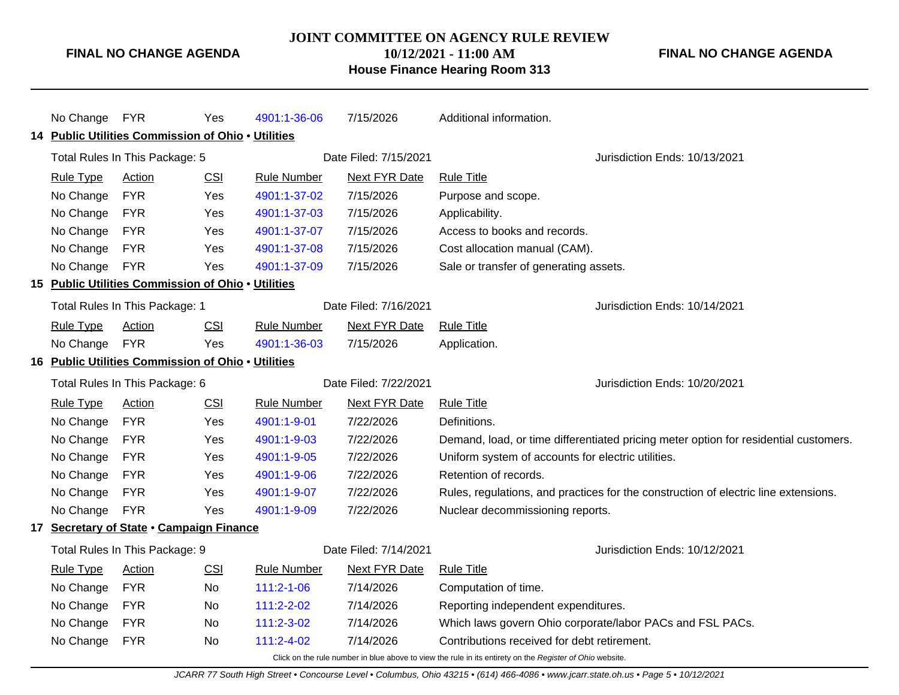| Rule Type | Action | CSI | Rule Number | Next FYR Date | Rule Title |
|---|---|---|---|---|---|
| No Change | FYR | Yes | 4901:1-36-06 | 7/15/2026 | Additional information. |

**14 Public Utilities Commission of Ohio • Utilities**

Total Rules In This Package: 5 | Date Filed: 7/15/2021 | Jurisdiction Ends: 10/13/2021

| Rule Type | Action | CSI | Rule Number | Next FYR Date | Rule Title |
|---|---|---|---|---|---|
| No Change | FYR | Yes | 4901:1-37-02 | 7/15/2026 | Purpose and scope. |
| No Change | FYR | Yes | 4901:1-37-03 | 7/15/2026 | Applicability. |
| No Change | FYR | Yes | 4901:1-37-07 | 7/15/2026 | Access to books and records. |
| No Change | FYR | Yes | 4901:1-37-08 | 7/15/2026 | Cost allocation manual (CAM). |
| No Change | FYR | Yes | 4901:1-37-09 | 7/15/2026 | Sale or transfer of generating assets. |

**15 Public Utilities Commission of Ohio • Utilities**

Total Rules In This Package: 1 | Date Filed: 7/16/2021 | Jurisdiction Ends: 10/14/2021

| Rule Type | Action | CSI | Rule Number | Next FYR Date | Rule Title |
|---|---|---|---|---|---|
| No Change | FYR | Yes | 4901:1-36-03 | 7/15/2026 | Application. |

**16 Public Utilities Commission of Ohio • Utilities**

Total Rules In This Package: 6 | Date Filed: 7/22/2021 | Jurisdiction Ends: 10/20/2021

| Rule Type | Action | CSI | Rule Number | Next FYR Date | Rule Title |
|---|---|---|---|---|---|
| No Change | FYR | Yes | 4901:1-9-01 | 7/22/2026 | Definitions. |
| No Change | FYR | Yes | 4901:1-9-03 | 7/22/2026 | Demand, load, or time differentiated pricing meter option for residential customers. |
| No Change | FYR | Yes | 4901:1-9-05 | 7/22/2026 | Uniform system of accounts for electric utilities. |
| No Change | FYR | Yes | 4901:1-9-06 | 7/22/2026 | Retention of records. |
| No Change | FYR | Yes | 4901:1-9-07 | 7/22/2026 | Rules, regulations, and practices for the construction of electric line extensions. |
| No Change | FYR | Yes | 4901:1-9-09 | 7/22/2026 | Nuclear decommissioning reports. |

**17 Secretary of State • Campaign Finance**

Total Rules In This Package: 9 | Date Filed: 7/14/2021 | Jurisdiction Ends: 10/12/2021

| Rule Type | Action | CSI | Rule Number | Next FYR Date | Rule Title |
|---|---|---|---|---|---|
| No Change | FYR | No | 111:2-1-06 | 7/14/2026 | Computation of time. |
| No Change | FYR | No | 111:2-2-02 | 7/14/2026 | Reporting independent expenditures. |
| No Change | FYR | No | 111:2-3-02 | 7/14/2026 | Which laws govern Ohio corporate/labor PACs and FSL PACs. |
| No Change | FYR | No | 111:2-4-02 | 7/14/2026 | Contributions received for debt retirement. |

Click on the rule number in blue above to view the rule in its entirety on the *Register of Ohio* website.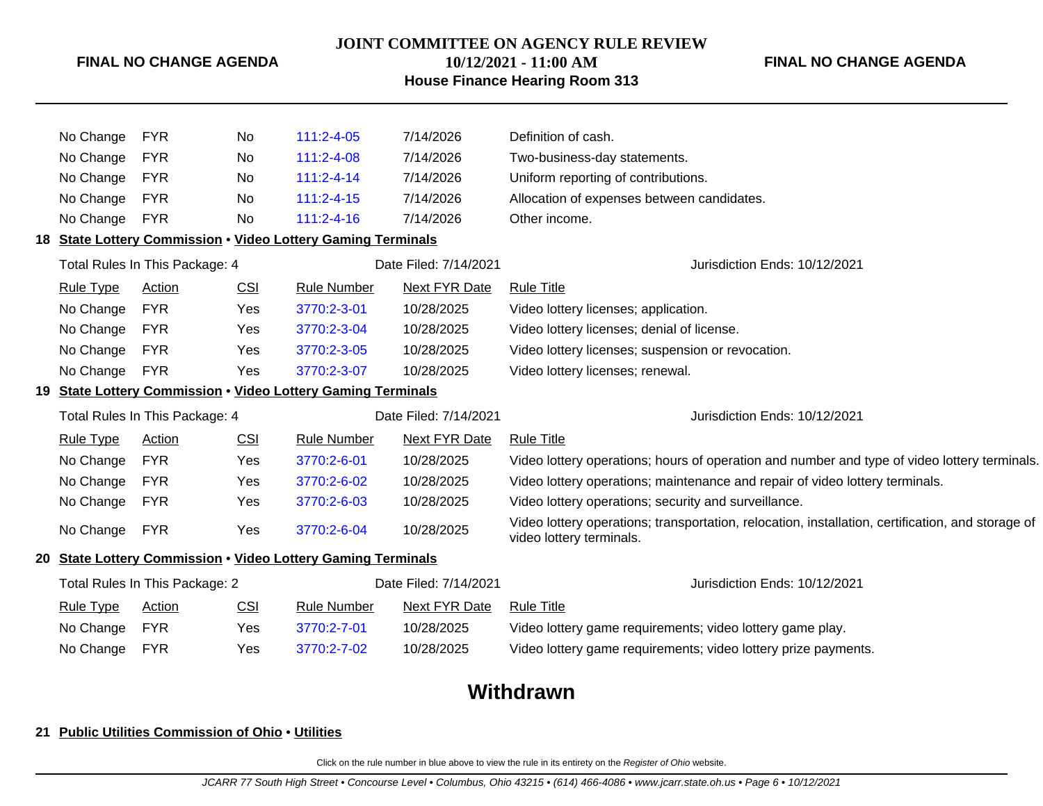| Rule Type | Action | CSI | Rule Number | Next FYR Date | Rule Title |
|---|---|---|---|---|---|
| No Change | FYR | No | 111:2-4-05 | 7/14/2026 | Definition of cash. |
| No Change | FYR | No | 111:2-4-08 | 7/14/2026 | Two-business-day statements. |
| No Change | FYR | No | 111:2-4-14 | 7/14/2026 | Uniform reporting of contributions. |
| No Change | FYR | No | 111:2-4-15 | 7/14/2026 | Allocation of expenses between candidates. |
| No Change | FYR | No | 111:2-4-16 | 7/14/2026 | Other income. |

**18 State Lottery Commission • Video Lottery Gaming Terminals**

Total Rules In This Package: 4 — Date Filed: 7/14/2021 — Jurisdiction Ends: 10/12/2021

| Rule Type | Action | CSI | Rule Number | Next FYR Date | Rule Title |
|---|---|---|---|---|---|
| No Change | FYR | Yes | 3770:2-3-01 | 10/28/2025 | Video lottery licenses; application. |
| No Change | FYR | Yes | 3770:2-3-04 | 10/28/2025 | Video lottery licenses; denial of license. |
| No Change | FYR | Yes | 3770:2-3-05 | 10/28/2025 | Video lottery licenses; suspension or revocation. |
| No Change | FYR | Yes | 3770:2-3-07 | 10/28/2025 | Video lottery licenses; renewal. |

**19 State Lottery Commission • Video Lottery Gaming Terminals**

Total Rules In This Package: 4 — Date Filed: 7/14/2021 — Jurisdiction Ends: 10/12/2021

| Rule Type | Action | CSI | Rule Number | Next FYR Date | Rule Title |
|---|---|---|---|---|---|
| No Change | FYR | Yes | 3770:2-6-01 | 10/28/2025 | Video lottery operations; hours of operation and number and type of video lottery terminals. |
| No Change | FYR | Yes | 3770:2-6-02 | 10/28/2025 | Video lottery operations; maintenance and repair of video lottery terminals. |
| No Change | FYR | Yes | 3770:2-6-03 | 10/28/2025 | Video lottery operations; security and surveillance. |
| No Change | FYR | Yes | 3770:2-6-04 | 10/28/2025 | Video lottery operations; transportation, relocation, installation, certification, and storage of video lottery terminals. |

**20 State Lottery Commission • Video Lottery Gaming Terminals**

Total Rules In This Package: 2 — Date Filed: 7/14/2021 — Jurisdiction Ends: 10/12/2021

| Rule Type | Action | CSI | Rule Number | Next FYR Date | Rule Title |
|---|---|---|---|---|---|
| No Change | FYR | Yes | 3770:2-7-01 | 10/28/2025 | Video lottery game requirements; video lottery game play. |
| No Change | FYR | Yes | 3770:2-7-02 | 10/28/2025 | Video lottery game requirements; video lottery prize payments. |

## Withdrawn

**21 Public Utilities Commission of Ohio • Utilities**

Click on the rule number in blue above to view the rule in its entirety on the *Register of Ohio* website.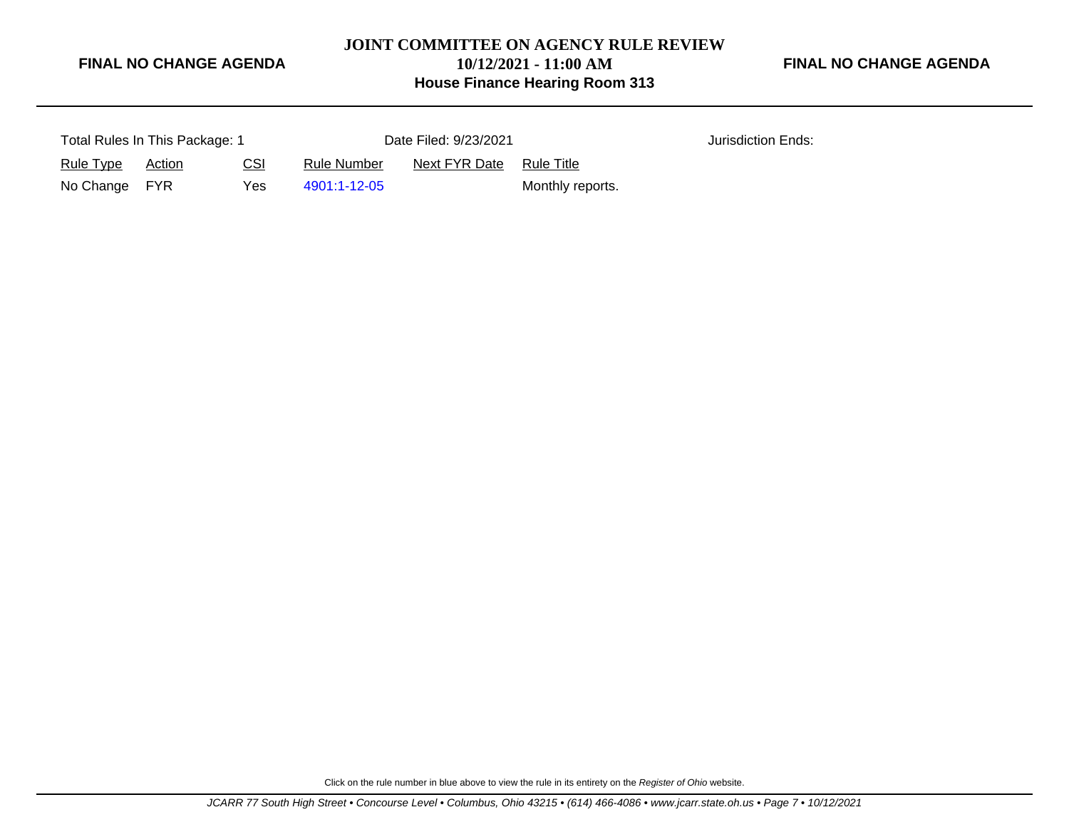**FINAL NO CHANGE AGENDA**

# JOINT COMMITTEE ON AGENCY RULE REVIEW

**10/12/2021 - 11:00 AM**

**House Finance Hearing Room 313**

**FINAL NO CHANGE AGENDA**

Total Rules In This Package: 1 Date Filed: 9/23/2021 Jurisdiction Ends:

| Rule Type | Action | CSI | Rule Number | Next FYR Date | Rule Title |
|---|---|---|---|---|---|
| No Change | FYR | Yes | 4901:1-12-05 | | Monthly reports. |

Click on the rule number in blue above to view the rule in its entirety on the *Register of Ohio* website.